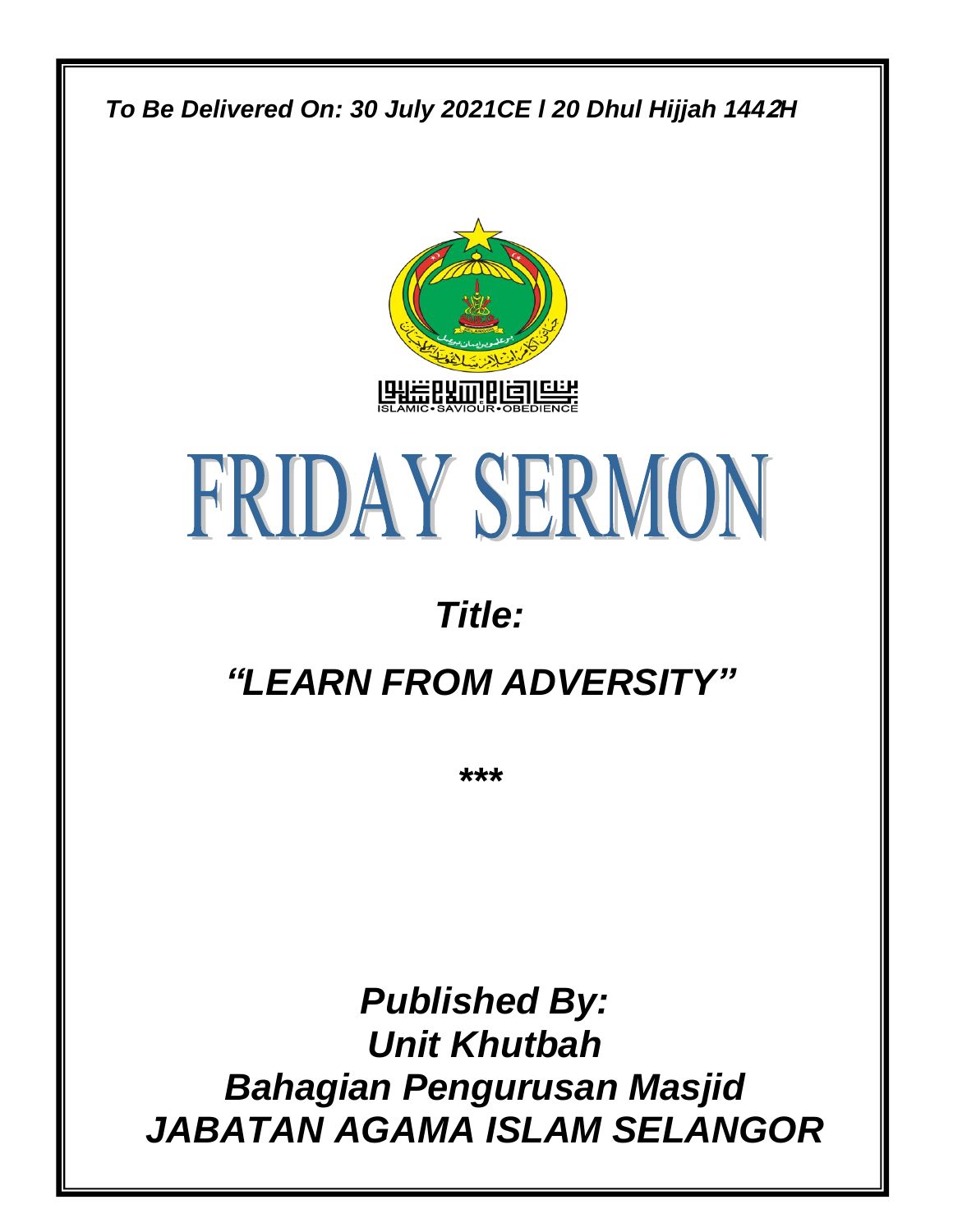*To Be Delivered On: 30 July 2021CE l 20 Dhul Hijjah 1442H*

ISLAMIC • SAVIOUR • OBEDIENCE

# FRIDAY SERMON

## *Title:*

## *"LEARN FROM ADVERSITY"*

\*\*\*

***Published By:***
***Unit Khutbah***
***Bahagian Pengurusan Masjid***
***JABATAN AGAMA ISLAM SELANGOR***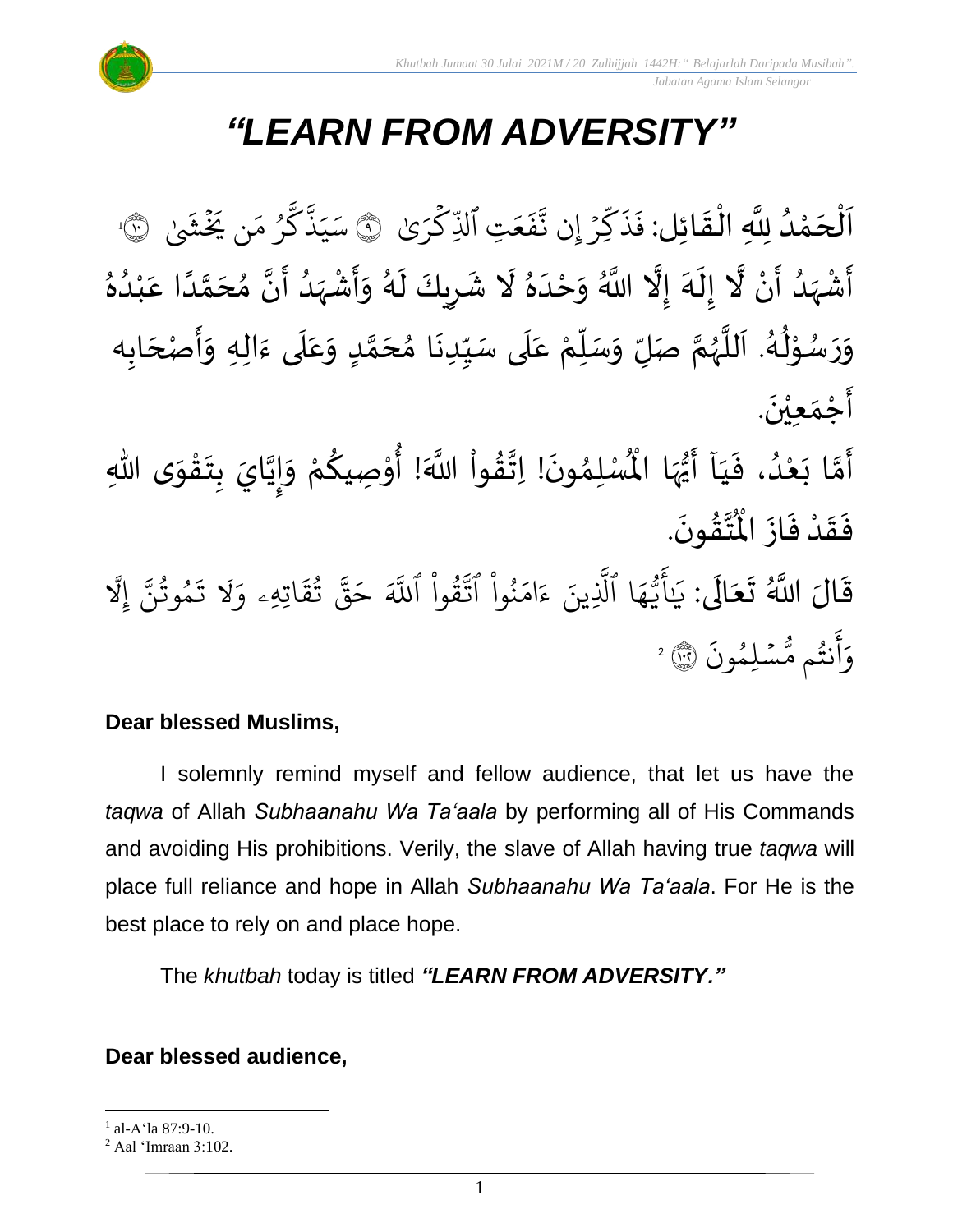# *"LEARN FROM ADVERSITY"*

اَلْحَمْدُ لِلَّهِ الْقَائِلِ: فَذَكِّرۡ إِن نَّفَعَتِ ٱلذِّكۡرَىٰ ۞ سَيَذَّكَّرُ مَن يَخۡشَىٰ ۞[1] أَشْهَدُ أَنْ لَّا إِلَهَ إِلَّا اللَّهُ وَحْدَهُ لَا شَرِيكَ لَهُ وَأَشْهَدُ أَنَّ مُحَمَّدًا عَبْدُهُ وَرَسُوْلُهُ. اَللَّهُمَّ صَلِّ وَسَلِّمْ عَلَى سَيِّدِنَا مُحَمَّدٍ وَعَلَى ءَالِهِ وَأَصْحَابِه أَجْمَعِيْنَ.

أَمَّا بَعْدُ، فَيَآ أَيُّهَا الْمُسْلِمُونَ! اِتَّقُواْ اللَّهَ! أُوْصِيكُمْ وَإِيَّايَ بِتَقْوَى اللهِ فَقَدْ فَازَ الْمُتَّقُونَ.

قَالَ اللَّهُ تَعَالَى: يَٰٓأَيُّهَا ٱلَّذِينَ ءَامَنُواْ ٱتَّقُواْ ٱللَّهَ حَقَّ تُقَاتِهِۦ وَلَا تَمُوتُنَّ إِلَّا وَأَنتُم مُّسۡلِمُونَ ۞[2]

**Dear blessed Muslims,**

I solemnly remind myself and fellow audience, that let us have the *taqwa* of Allah *Subhaanahu Wa Ta'aala* by performing all of His Commands and avoiding His prohibitions. Verily, the slave of Allah having true *taqwa* will place full reliance and hope in Allah *Subhaanahu Wa Ta'aala*. For He is the best place to rely on and place hope.

The *khutbah* today is titled ***"LEARN FROM ADVERSITY."***

**Dear blessed audience,**

---

[1] al-A'la 87:9-10.

[2] Aal 'Imraan 3:102.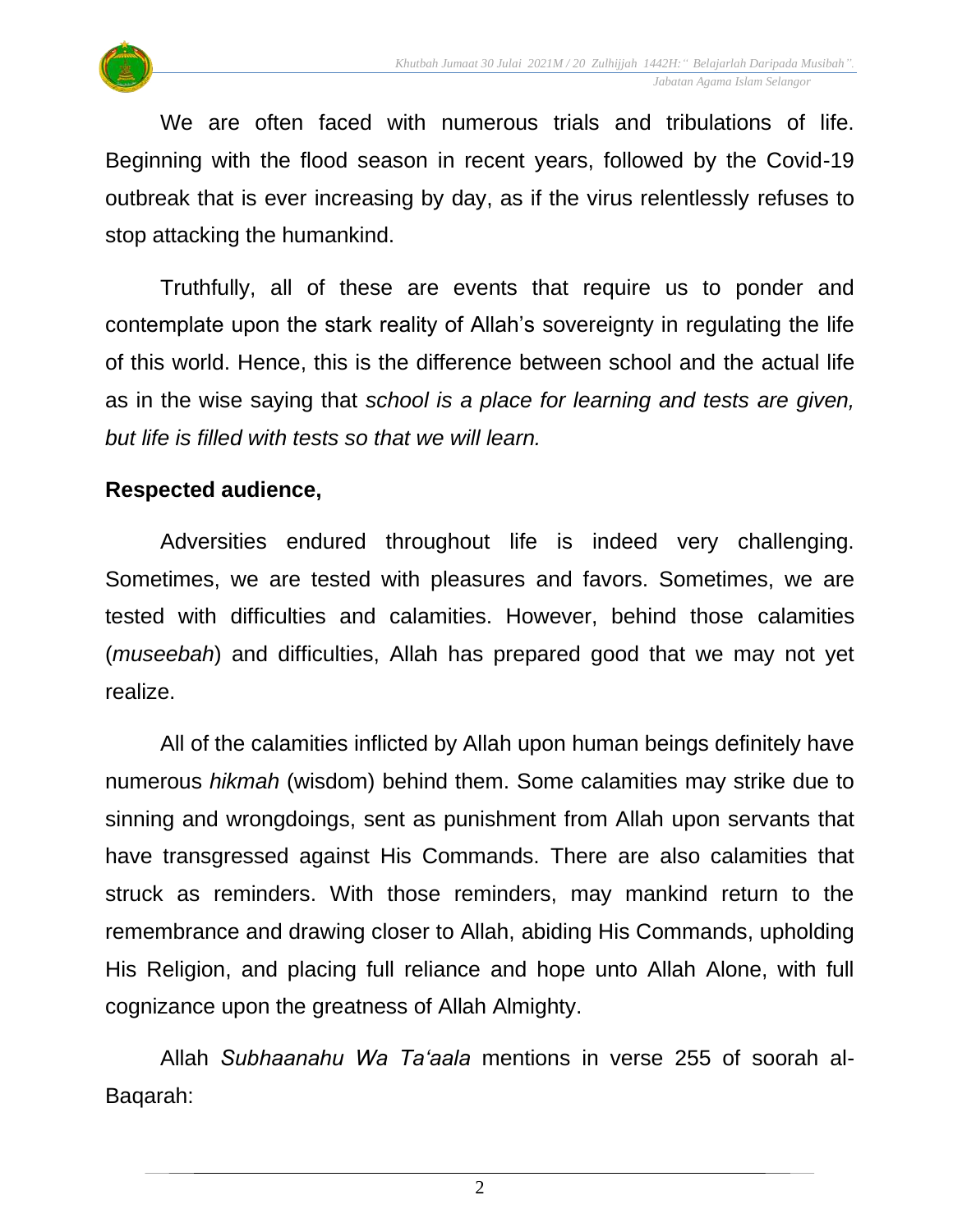We are often faced with numerous trials and tribulations of life. Beginning with the flood season in recent years, followed by the Covid-19 outbreak that is ever increasing by day, as if the virus relentlessly refuses to stop attacking the humankind.

Truthfully, all of these are events that require us to ponder and contemplate upon the stark reality of Allah's sovereignty in regulating the life of this world. Hence, this is the difference between school and the actual life as in the wise saying that *school is a place for learning and tests are given, but life is filled with tests so that we will learn.*

**Respected audience,**

Adversities endured throughout life is indeed very challenging. Sometimes, we are tested with pleasures and favors. Sometimes, we are tested with difficulties and calamities. However, behind those calamities (*museebah*) and difficulties, Allah has prepared good that we may not yet realize.

All of the calamities inflicted by Allah upon human beings definitely have numerous *hikmah* (wisdom) behind them. Some calamities may strike due to sinning and wrongdoings, sent as punishment from Allah upon servants that have transgressed against His Commands. There are also calamities that struck as reminders. With those reminders, may mankind return to the remembrance and drawing closer to Allah, abiding His Commands, upholding His Religion, and placing full reliance and hope unto Allah Alone, with full cognizance upon the greatness of Allah Almighty.

Allah *Subhaanahu Wa Ta'aala* mentions in verse 255 of soorah al-Baqarah: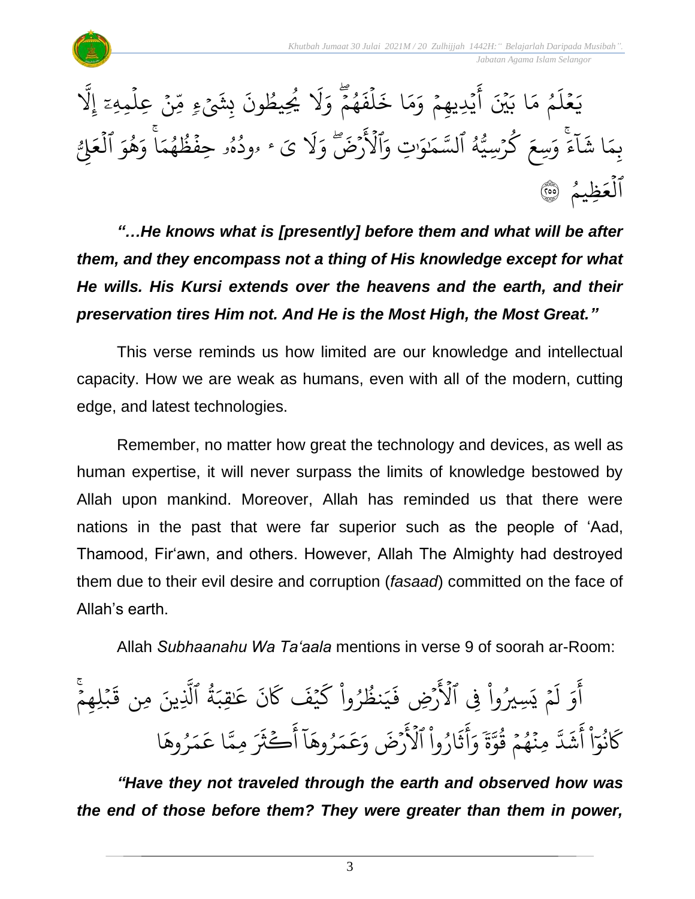يَعۡلَمُ مَا بَيۡنَ أَيۡدِيهِمۡ وَمَا خَلۡفَهُمۡۖ وَلَا يُحِيطُونَ بِشَيۡءٖ مِّنۡ عِلۡمِهِۦٓ إِلَّا بِمَا شَآءَۚ وَسِعَ كُرۡسِيُّهُ ٱلسَّمَٰوَٰتِ وَٱلۡأَرۡضَۖ وَلَا يَـُٔودُهُۥ حِفۡظُهُمَاۚ وَهُوَ ٱلۡعَلِيُّ ٱلۡعَظِيمُ ﴿٢٥٥﴾

***"…He knows what is [presently] before them and what will be after them, and they encompass not a thing of His knowledge except for what He wills. His Kursi extends over the heavens and the earth, and their preservation tires Him not. And He is the Most High, the Most Great."***

This verse reminds us how limited are our knowledge and intellectual capacity. How we are weak as humans, even with all of the modern, cutting edge, and latest technologies.

Remember, no matter how great the technology and devices, as well as human expertise, it will never surpass the limits of knowledge bestowed by Allah upon mankind. Moreover, Allah has reminded us that there were nations in the past that were far superior such as the people of 'Aad, Thamood, Fir'awn, and others. However, Allah The Almighty had destroyed them due to their evil desire and corruption (*fasaad*) committed on the face of Allah's earth.

Allah *Subhaanahu Wa Ta'aala* mentions in verse 9 of soorah ar-Room:

أَوَلَمۡ يَسِيرُواْ فِي ٱلۡأَرۡضِ فَيَنظُرُواْ كَيۡفَ كَانَ عَٰقِبَةُ ٱلَّذِينَ مِن قَبۡلِهِمۡۚ كَانُوٓاْ أَشَدَّ مِنۡهُمۡ قُوَّةٗ وَأَثَارُواْ ٱلۡأَرۡضَ وَعَمَرُوهَآ أَكۡثَرَ مِمَّا عَمَرُوهَا

***"Have they not traveled through the earth and observed how was the end of those before them? They were greater than them in power,***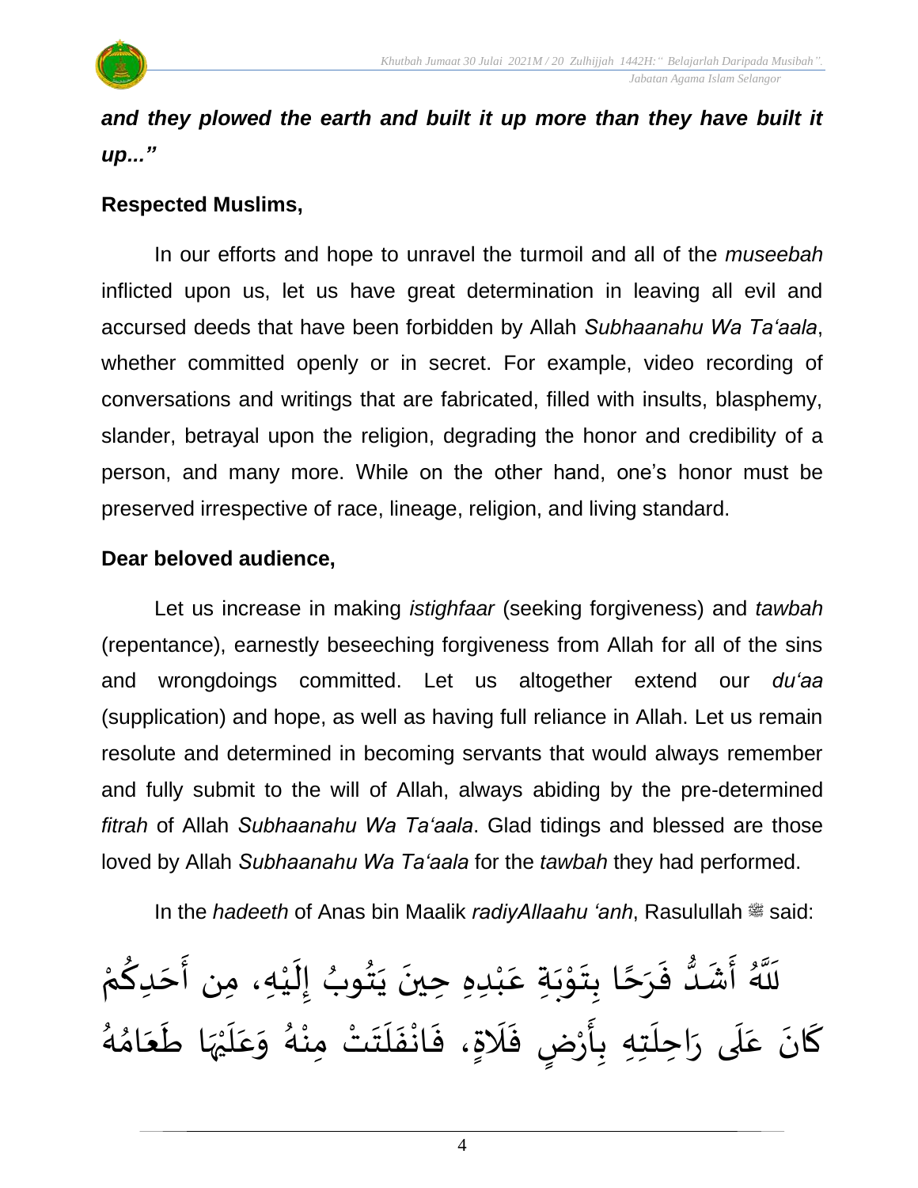***and they plowed the earth and built it up more than they have built it up..."***

**Respected Muslims,**

In our efforts and hope to unravel the turmoil and all of the *museebah* inflicted upon us, let us have great determination in leaving all evil and accursed deeds that have been forbidden by Allah *Subhaanahu Wa Ta'aala*, whether committed openly or in secret. For example, video recording of conversations and writings that are fabricated, filled with insults, blasphemy, slander, betrayal upon the religion, degrading the honor and credibility of a person, and many more. While on the other hand, one's honor must be preserved irrespective of race, lineage, religion, and living standard.

**Dear beloved audience,**

Let us increase in making *istighfaar* (seeking forgiveness) and *tawbah* (repentance), earnestly beseeching forgiveness from Allah for all of the sins and wrongdoings committed. Let us altogether extend our *du'aa* (supplication) and hope, as well as having full reliance in Allah. Let us remain resolute and determined in becoming servants that would always remember and fully submit to the will of Allah, always abiding by the pre-determined *fitrah* of Allah *Subhaanahu Wa Ta'aala*. Glad tidings and blessed are those loved by Allah *Subhaanahu Wa Ta'aala* for the *tawbah* they had performed.

In the *hadeeth* of Anas bin Maalik *radiyAllaahu 'anh*, Rasulullah ﷺ said:

لَلَّهُ أَشَدُّ فَرَحًا بِتَوْبَةِ عَبْدِهِ حِينَ يَتُوبُ إِلَيْهِ، مِن أَحَدِكُمْ كَانَ عَلَى رَاحِلَتِهِ بِأَرْضٍ فَلَاةٍ، فَانْفَلَتَتْ مِنْهُ وَعَلَيْهَا طَعَامُهُ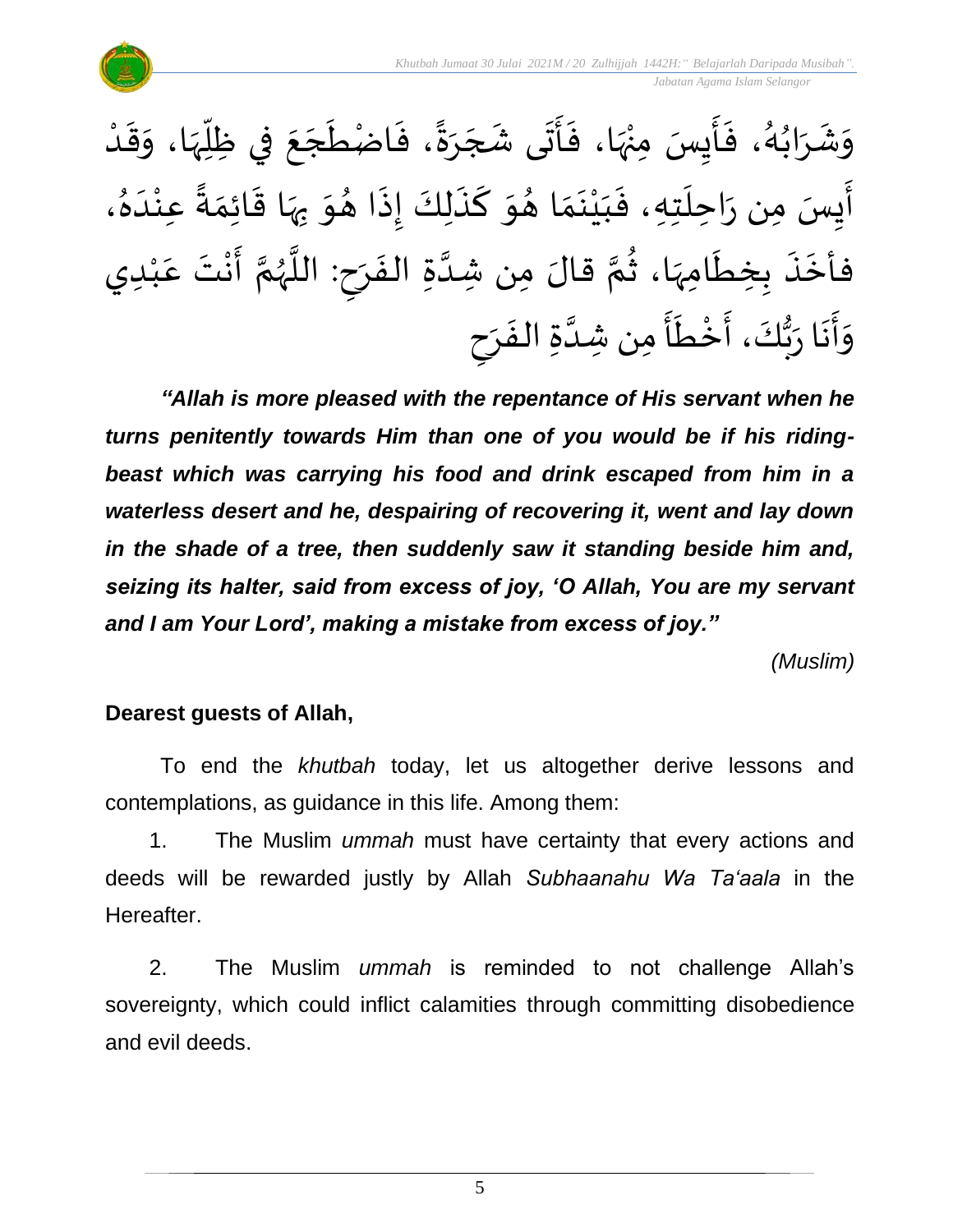وَشَرَابُهُ، فَأَيِسَ مِنْهَا، فَأَتَى شَجَرَةً، فَاضْطَجَعَ فِي ظِلِّهَا، وَقَدْ أَيِسَ مِن رَاحِلَتِهِ، فَبَيْنَمَا هُوَ كَذَلِكَ إِذَا هُوَ بِهَا قَائِمَةً عِنْدَهُ، فأَخَذَ بِخِطَامِهَا، ثُمَّ قالَ مِن شِدَّةِ الفَرَحِ: اللَّهُمَّ أَنْتَ عَبْدِي وَأَنَا رَبُّكَ، أَخْطَأَ مِن شِدَّةِ الفَرَحِ

***"Allah is more pleased with the repentance of His servant when he turns penitently towards Him than one of you would be if his riding-beast which was carrying his food and drink escaped from him in a waterless desert and he, despairing of recovering it, went and lay down in the shade of a tree, then suddenly saw it standing beside him and, seizing its halter, said from excess of joy, 'O Allah, You are my servant and I am Your Lord', making a mistake from excess of joy."***

*(Muslim)*

**Dearest guests of Allah,**

To end the *khutbah* today, let us altogether derive lessons and contemplations, as guidance in this life. Among them:

1. The Muslim *ummah* must have certainty that every actions and deeds will be rewarded justly by Allah *Subhaanahu Wa Ta'aala* in the Hereafter.

2. The Muslim *ummah* is reminded to not challenge Allah's sovereignty, which could inflict calamities through committing disobedience and evil deeds.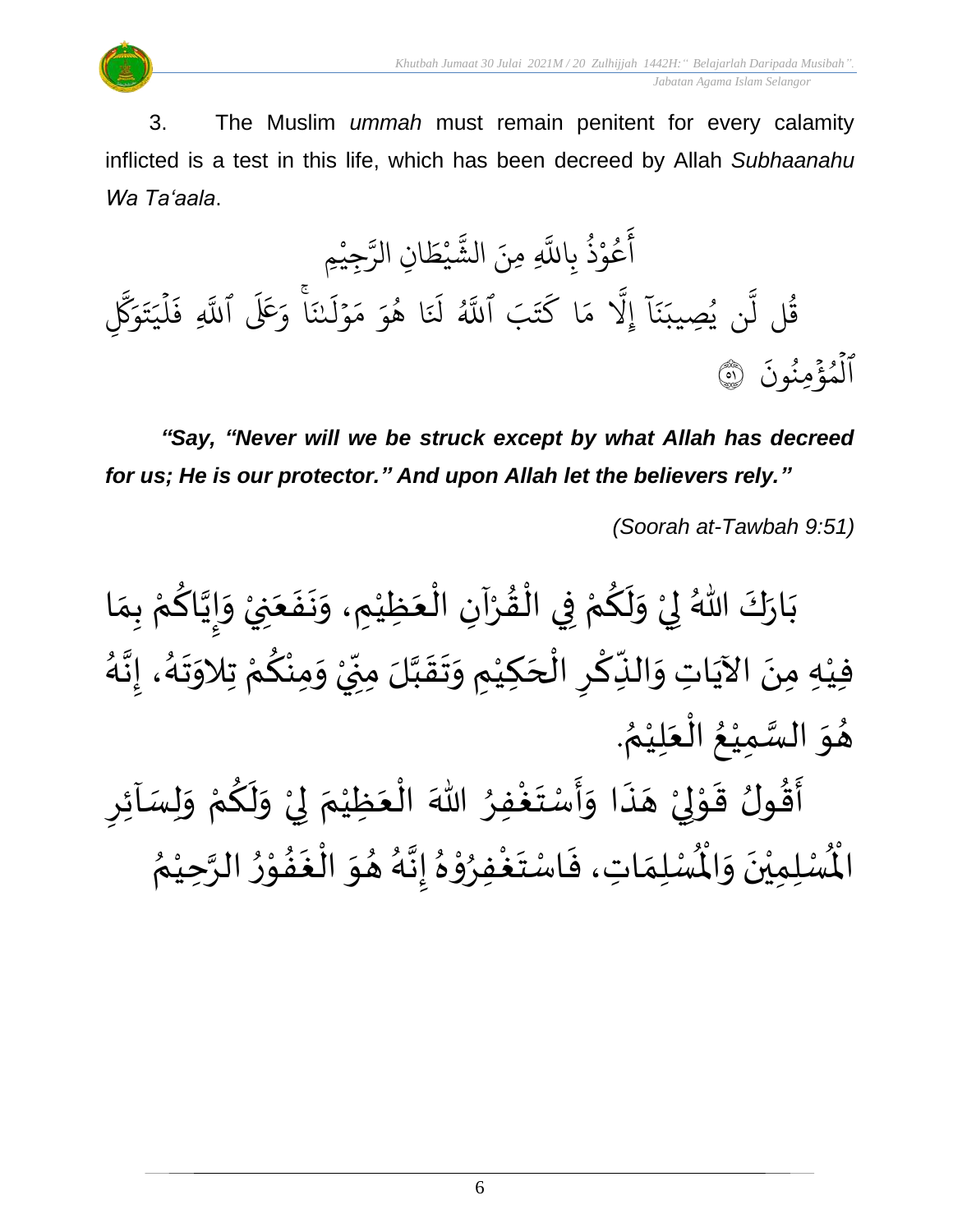3. The Muslim *ummah* must remain penitent for every calamity inflicted is a test in this life, which has been decreed by Allah *Subhaanahu Wa Ta'aala*.

أَعُوْذُ بِاللَّهِ مِنَ الشَّيْطَانِ الرَّجِيْمِ

قُل لَّن يُصِيبَنَآ إِلَّا مَا كَتَبَ ٱللَّهُ لَنَا هُوَ مَوْلَىٰنَاۚ وَعَلَى ٱللَّهِ فَلْيَتَوَكَّلِ ٱلْمُؤْمِنُونَ ﴿٥١﴾

***"Say, "Never will we be struck except by what Allah has decreed for us; He is our protector." And upon Allah let the believers rely."***

*(Soorah at-Tawbah 9:51)*

بَارَكَ اللهُ لِيْ وَلَكُمْ فِي الْقُرْآنِ الْعَظِيْمِ، وَنَفَعَنِيْ وَإِيَّاكُمْ بِمَا فِيْهِ مِنَ الآيَاتِ وَالذِّكْرِ الْحَكِيْمِ وَتَقَبَّلَ مِنِّيْ وَمِنْكُمْ تِلاوَتَهُ، إِنَّهُ هُوَ السَّمِيْعُ الْعَلِيْمُ.

أَقُولُ قَوْلِيْ هَذَا وَأَسْتَغْفِرُ اللهَ الْعَظِيْمَ لِيْ وَلَكُمْ وَلِسَآئِرِ الْمُسْلِمِيْنَ وَالْمُسْلِمَاتِ، فَاسْتَغْفِرُوْهُ إِنَّهُ هُوَ الْغَفُوْرُ الرَّحِيْمُ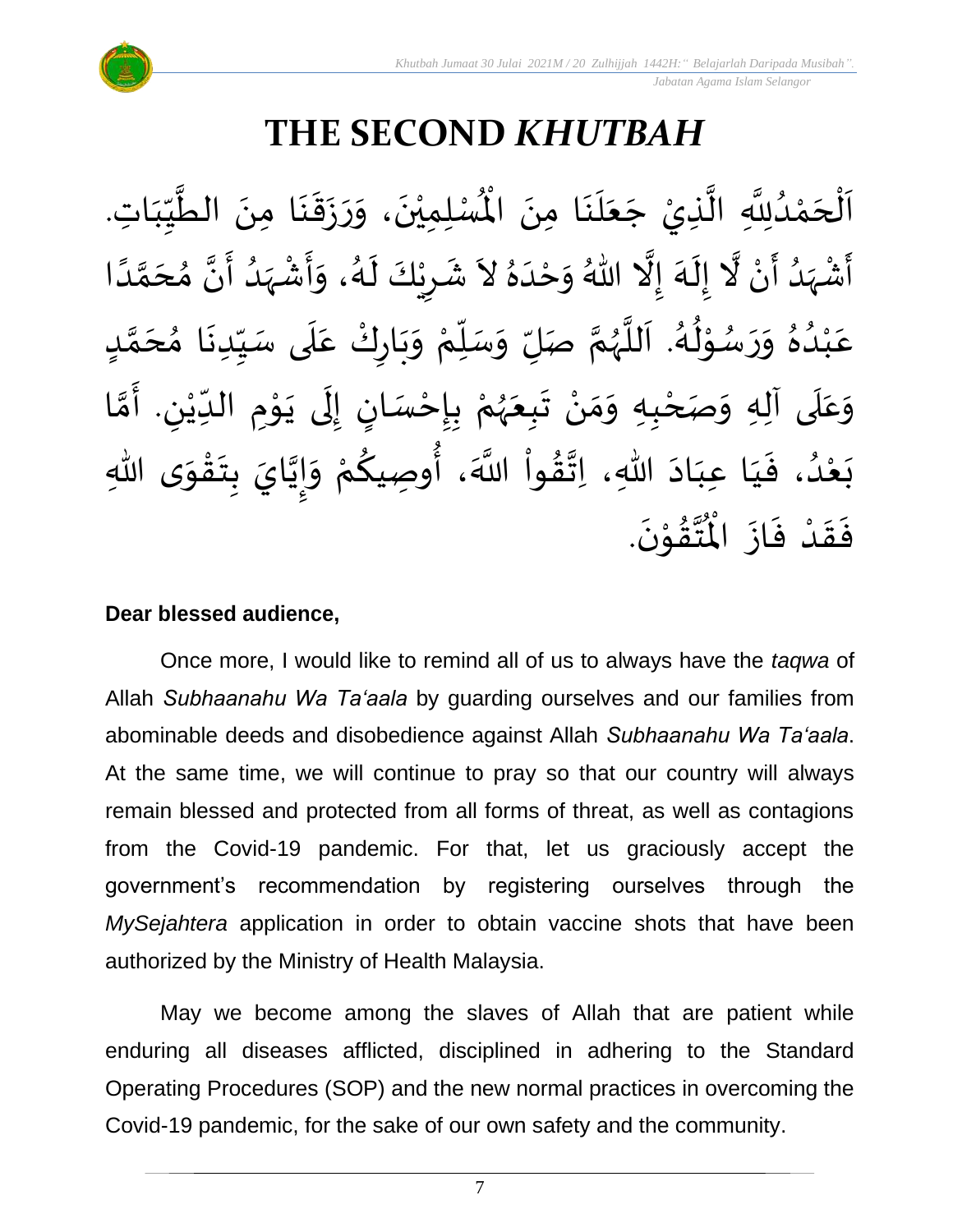# THE SECOND *KHUTBAH*

اَلْحَمْدُلِلَّهِ الَّذِيْ جَعَلَنَا مِنَ الْمُسْلِمِيْنَ، وَرَزَقَنَا مِنَ الطَّيِّبَاتِ. أَشْهَدُ أَنْ لَّا إِلَهَ إِلَّا اللّٰهُ وَحْدَهُ لاَ شَرِيْكَ لَهُ، وَأَشْهَدُ أَنَّ مُحَمَّدًا عَبْدُهُ وَرَسُوْلُهُ. اَللَّهُمَّ صَلِّ وَسَلِّمْ وَبَارِكْ عَلَى سَيِّدِنَا مُحَمَّدٍ وَعَلَى آلِهِ وَصَحْبِهِ وَمَنْ تَبِعَهُمْ بِإِحْسَانٍ إِلَى يَوْمِ الدِّيْنِ. أَمَّا بَعْدُ، فَيَا عِبَادَ اللّٰهِ، اِتَّقُواْ اللَّهَ، أُوصِيكُمْ وَإِيَّايَ بِتَقْوَى اللّٰهِ فَقَدْ فَازَ الْمُتَّقُوْنَ.

**Dear blessed audience,**

Once more, I would like to remind all of us to always have the *taqwa* of Allah *Subhaanahu Wa Ta'aala* by guarding ourselves and our families from abominable deeds and disobedience against Allah *Subhaanahu Wa Ta'aala*. At the same time, we will continue to pray so that our country will always remain blessed and protected from all forms of threat, as well as contagions from the Covid-19 pandemic. For that, let us graciously accept the government's recommendation by registering ourselves through the *MySejahtera* application in order to obtain vaccine shots that have been authorized by the Ministry of Health Malaysia.

May we become among the slaves of Allah that are patient while enduring all diseases afflicted, disciplined in adhering to the Standard Operating Procedures (SOP) and the new normal practices in overcoming the Covid-19 pandemic, for the sake of our own safety and the community.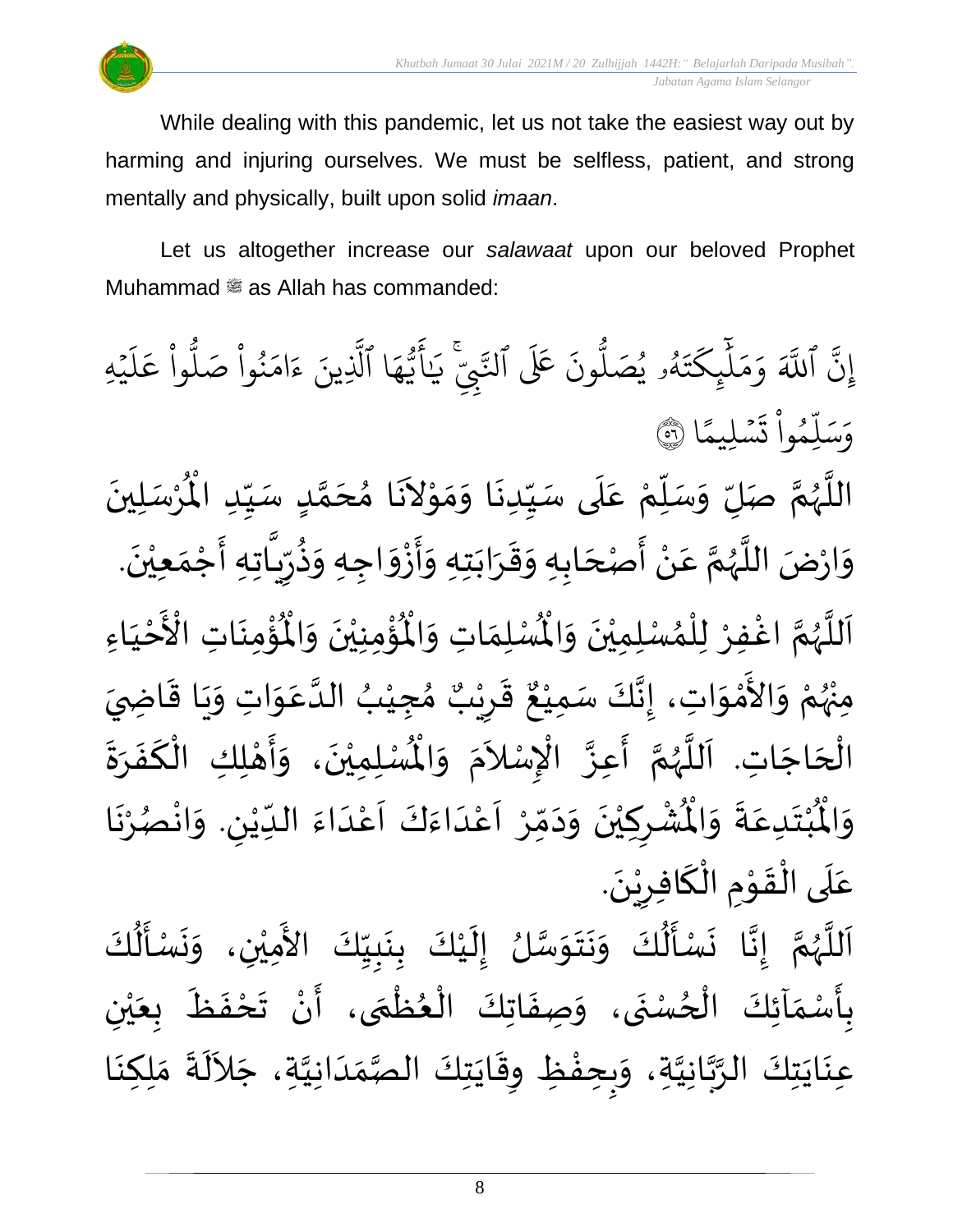While dealing with this pandemic, let us not take the easiest way out by harming and injuring ourselves. We must be selfless, patient, and strong mentally and physically, built upon solid *imaan*.

Let us altogether increase our *salawaat* upon our beloved Prophet Muhammad ﷺ as Allah has commanded:

إِنَّ ٱللَّهَ وَمَلَٰٓئِكَتَهُۥ يُصَلُّونَ عَلَى ٱلنَّبِيِّۚ يَٰٓأَيُّهَا ٱلَّذِينَ ءَامَنُواْ صَلُّواْ عَلَيۡهِ وَسَلِّمُواْ تَسۡلِيمًا ۝٥٦

اللَّهُمَّ صَلِّ وَسَلِّمْ عَلَى سَيِّدِنَا وَمَوْلاَنَا مُحَمَّدٍ سَيِّدِ الْمُرْسَلِينَ وَارْضَ اللَّهُمَّ عَنْ أَصْحَابِهِ وَقَرَابَتِهِ وَأَزْوَاجِهِ وَذُرِّيَّاتِهِ أَجْمَعِيْنَ.

اَللَّهُمَّ اغْفِرْ لِلْمُسْلِمِيْنَ وَالْمُسْلِمَاتِ وَالْمُؤْمِنِيْنَ وَالْمُؤْمِنَاتِ الأَحْيَاءِ مِنْهُمْ وَالأَمْوَاتِ، إِنَّكَ سَمِيْعٌ قَرِيْبٌ مُجِيْبُ الدَّعَوَاتِ وَيَا قَاضِيَ الْحَاجَاتِ. اَللَّهُمَّ أَعِزَّ الإِسْلاَمَ وَالْمُسْلِمِيْنَ، وَأَهْلِكِ الْكَفَرَةَ وَالْمُبْتَدِعَةَ وَالْمُشْرِكِيْنَ وَدَمِّرْ اَعْدَاءَكَ اَعْدَاءَ الدِّيْنِ. وَانْصُرْنَا عَلَى الْقَوْمِ الْكَافِرِيْنَ.

اَللَّهُمَّ إِنَّا نَسْأَلُكَ وَنَتَوَسَّلُ إِلَيْكَ بِنَبِيِّكَ الأَمِيْنِ، وَنَسْأَلُكَ بِأَسْمَآئِكَ الْحُسْنَى، وَصِفَاتِكَ الْعُظْمَى، أَنْ تَحْفَظَ بِعَيْنِ عِنَايَتِكَ الرَّبَّانِيَّةِ، وَبِحِفْظِ وِقَايَتِكَ الصَّمَدَانِيَّةِ، جَلاَلَةَ مَلِكِنَا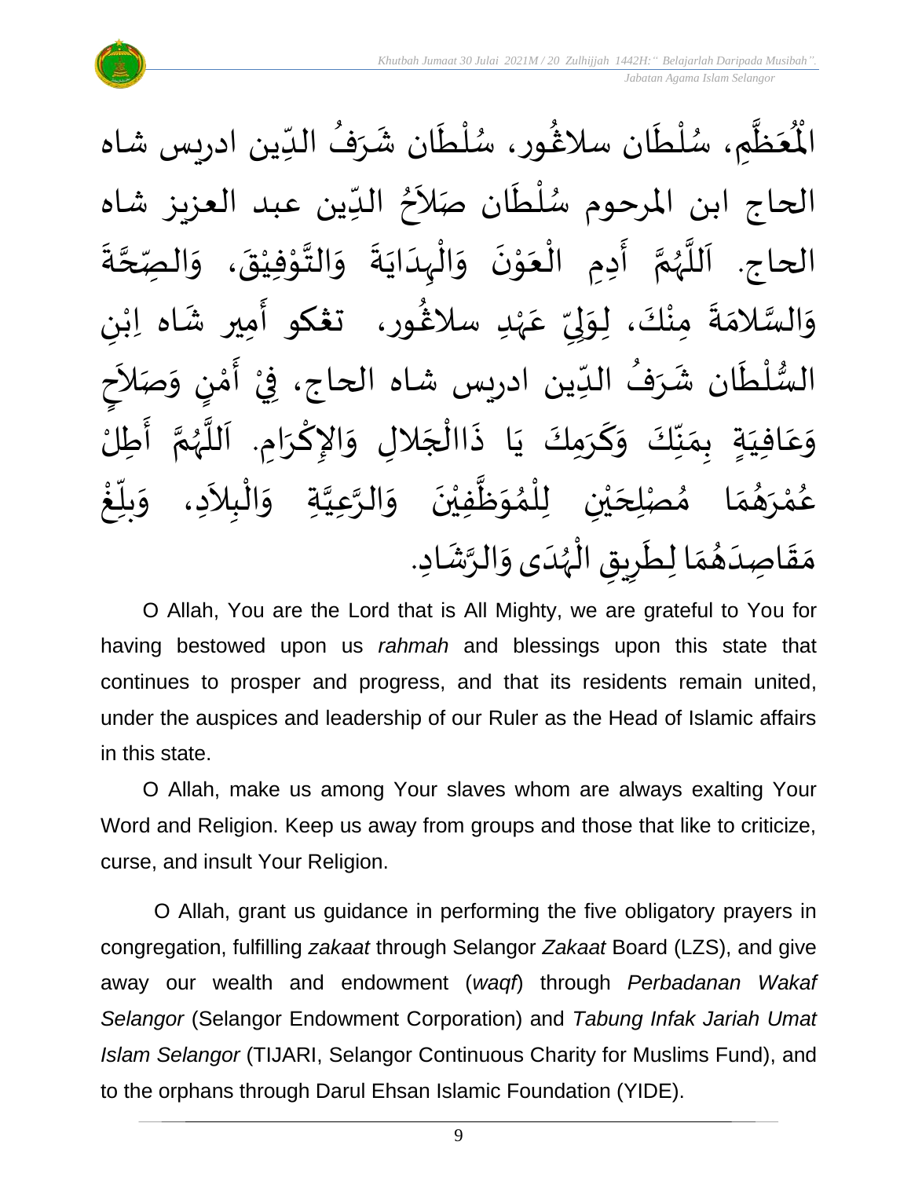الْمُعَظَّمِ، سُلْطَان سلاڠور، سُلْطَان شَرَفُ الدِّين ادريس شاه الحاج ابن المرحوم سُلْطَان صَلاَحُ الدِّين عبد العزيز شاه الحاج. اَللَّهُمَّ أَدِمِ الْعَوْنَ وَالْهِدَايَةَ وَالتَّوْفِيْقَ، وَالصِّحَّةَ وَالسَّلامَةَ مِنْكَ، لِوَلِيِّ عَهْدِ سلاڠور، تڠكو أَمِير شَاه اِبْنِ السُّلْطَان شَرَفُ الدِّين ادريس شاه الحاج، فِيْ أَمْنٍ وَصَلاَحٍ وَعَافِيَةٍ بِمَنِّكَ وَكَرَمِكَ يَا ذَاالْجَلالِ وَالإِكْرَامِ. اَللَّهُمَّ أَطِلْ عُمْرَهُمَا مُصْلِحَيْنِ لِلْمُوَظَّفِيْنَ وَالرَّعِيَّةِ وَالْبِلاَدِ، وَبَلِّغْ مَقَاصِدَهُمَا لِطَرِيقِ الْهُدَى وَالرَّشَادِ.

O Allah, You are the Lord that is All Mighty, we are grateful to You for having bestowed upon us *rahmah* and blessings upon this state that continues to prosper and progress, and that its residents remain united, under the auspices and leadership of our Ruler as the Head of Islamic affairs in this state.

O Allah, make us among Your slaves whom are always exalting Your Word and Religion. Keep us away from groups and those that like to criticize, curse, and insult Your Religion.

O Allah, grant us guidance in performing the five obligatory prayers in congregation, fulfilling *zakaat* through Selangor *Zakaat* Board (LZS), and give away our wealth and endowment (*waqf*) through *Perbadanan Wakaf Selangor* (Selangor Endowment Corporation) and *Tabung Infak Jariah Umat Islam Selangor* (TIJARI, Selangor Continuous Charity for Muslims Fund), and to the orphans through Darul Ehsan Islamic Foundation (YIDE).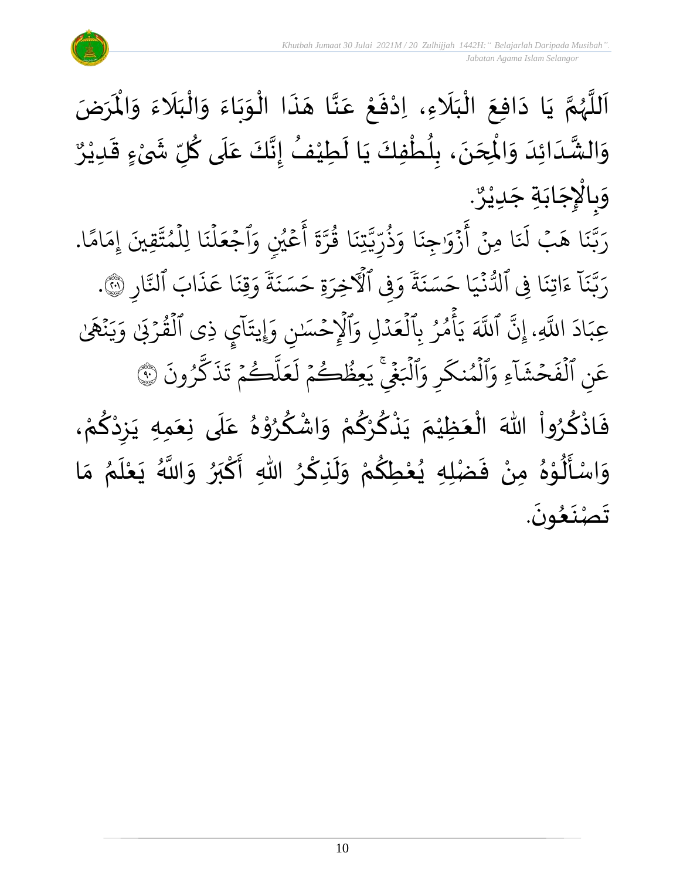اَللَّهُمَّ يَا دَافِعَ الْبَلَاءِ، اِدْفَعْ عَنَّا هَذَا الْوَبَاءَ وَالْبَلَاءَ وَالْمَرَضَ وَالشَّدَائِدَ وَالْمِحَنَ، بِلُطْفِكَ يَا لَطِيْفُ إِنَّكَ عَلَى كُلِّ شَيْءٍ قَدِيْرٌ وَبِالْإِجَابَةِ جَدِيْرٌ.

رَبَّنَا هَبْ لَنَا مِنْ أَزْوَاجِنَا وَذُرِّيَّتِنَا قُرَّةَ أَعْيُنٍ وَٱجْعَلْنَا لِلْمُتَّقِينَ إِمَامًا.

رَبَّنَآ ءَاتِنَا فِي ٱلدُّنْيَا حَسَنَةً وَفِي ٱلْأَخِرَةِ حَسَنَةً وَقِنَا عَذَابَ ٱلنَّارِ ﴿٢٠١﴾.

عِبَادَ اللَّهِ، إِنَّ ٱللَّهَ يَأْمُرُ بِٱلْعَدْلِ وَٱلْإِحْسَٰنِ وَإِيتَآيِٕ ذِى ٱلْقُرْبَىٰ وَيَنْهَىٰ عَنِ ٱلْفَحْشَآءِ وَٱلْمُنكَرِ وَٱلْبَغْىِۚ يَعِظُكُمْ لَعَلَّكُمْ تَذَكَّرُونَ ﴿٩٠﴾

فَاذْكُرُواْ اللّٰهَ الْعَظِيْمَ يَذْكُرْكُمْ وَاشْكُرُوْهُ عَلَى نِعَمِهِ يَزِدْكُمْ، وَاسْأَلُوْهُ مِنْ فَضْلِهِ يُعْطِكُمْ وَلَذِكْرُ اللّٰهِ أَكْبَرُ وَاللَّهُ يَعْلَمُ مَا تَصْنَعُونَ.